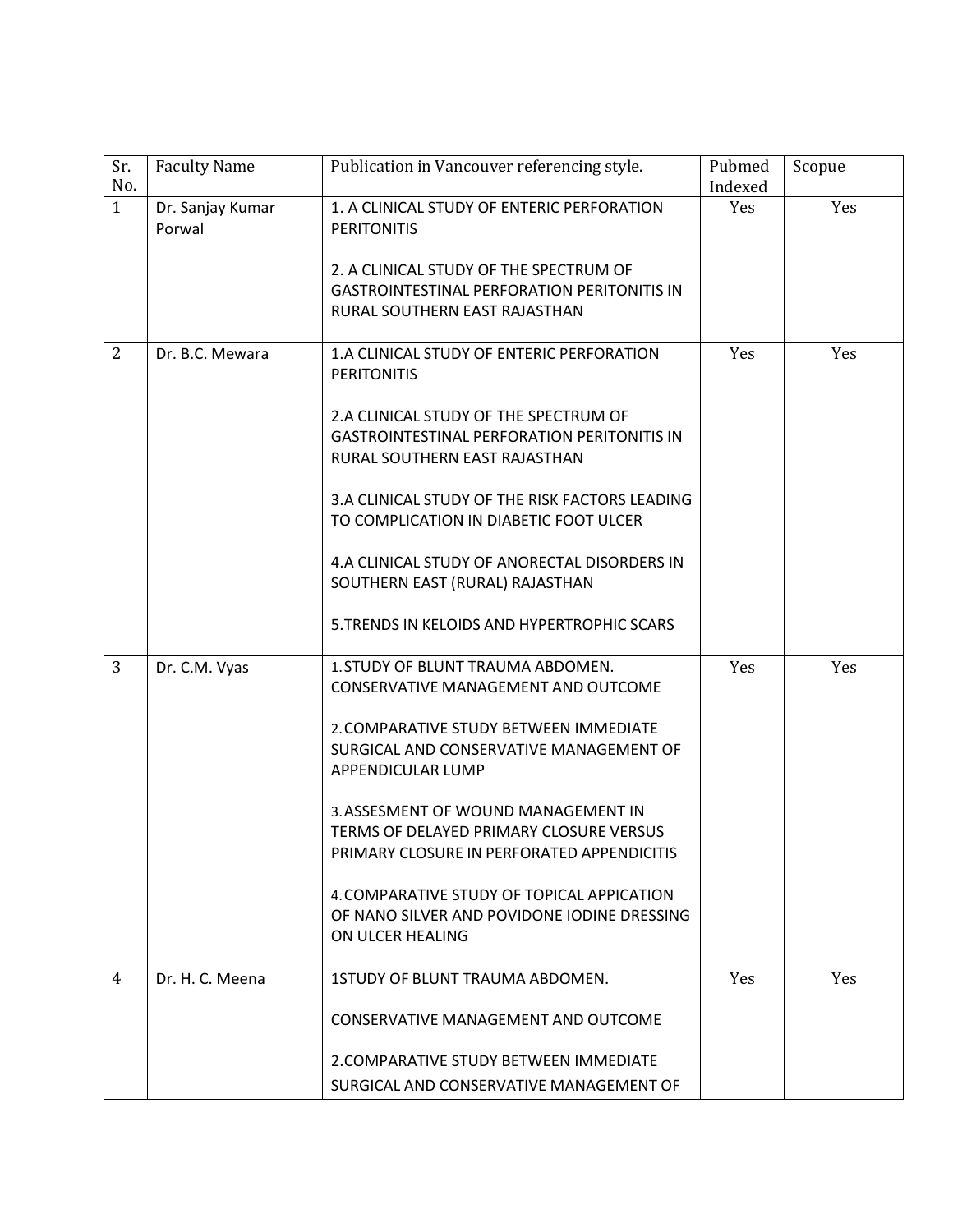| Sr. No. | Faculty Name | Publication in Vancouver referencing style. | Pubmed Indexed | Scopue |
|---|---|---|---|---|
| 1 | Dr. Sanjay Kumar Porwal | 1. A CLINICAL STUDY OF ENTERIC PERFORATION PERITONITIS<br><br>2. A CLINICAL STUDY OF THE SPECTRUM OF GASTROINTESTINAL PERFORATION PERITONITIS IN RURAL SOUTHERN EAST RAJASTHAN | Yes | Yes |
| 2 | Dr. B.C. Mewara | 1.A CLINICAL STUDY OF ENTERIC PERFORATION PERITONITIS<br><br>2.A CLINICAL STUDY OF THE SPECTRUM OF GASTROINTESTINAL PERFORATION PERITONITIS IN RURAL SOUTHERN EAST RAJASTHAN<br><br>3.A CLINICAL STUDY OF THE RISK FACTORS LEADING TO COMPLICATION IN DIABETIC FOOT ULCER<br><br>4.A CLINICAL STUDY OF ANORECTAL DISORDERS IN SOUTHERN EAST (RURAL) RAJASTHAN<br><br>5.TRENDS IN KELOIDS AND HYPERTROPHIC SCARS | Yes | Yes |
| 3 | Dr. C.M. Vyas | 1.STUDY OF BLUNT TRAUMA ABDOMEN. CONSERVATIVE MANAGEMENT AND OUTCOME<br><br>2.COMPARATIVE STUDY BETWEEN IMMEDIATE SURGICAL AND CONSERVATIVE MANAGEMENT OF APPENDICULAR LUMP<br><br>3.ASSESMENT OF WOUND MANAGEMENT IN TERMS OF DELAYED PRIMARY CLOSURE VERSUS PRIMARY CLOSURE IN PERFORATED APPENDICITIS<br><br>4.COMPARATIVE STUDY OF TOPICAL APPICATION OF NANO SILVER AND POVIDONE IODINE DRESSING ON ULCER HEALING | Yes | Yes |
| 4 | Dr. H. C. Meena | 1STUDY OF BLUNT TRAUMA ABDOMEN.<br><br>CONSERVATIVE MANAGEMENT AND OUTCOME<br><br>2.COMPARATIVE STUDY BETWEEN IMMEDIATE SURGICAL AND CONSERVATIVE MANAGEMENT OF | Yes | Yes |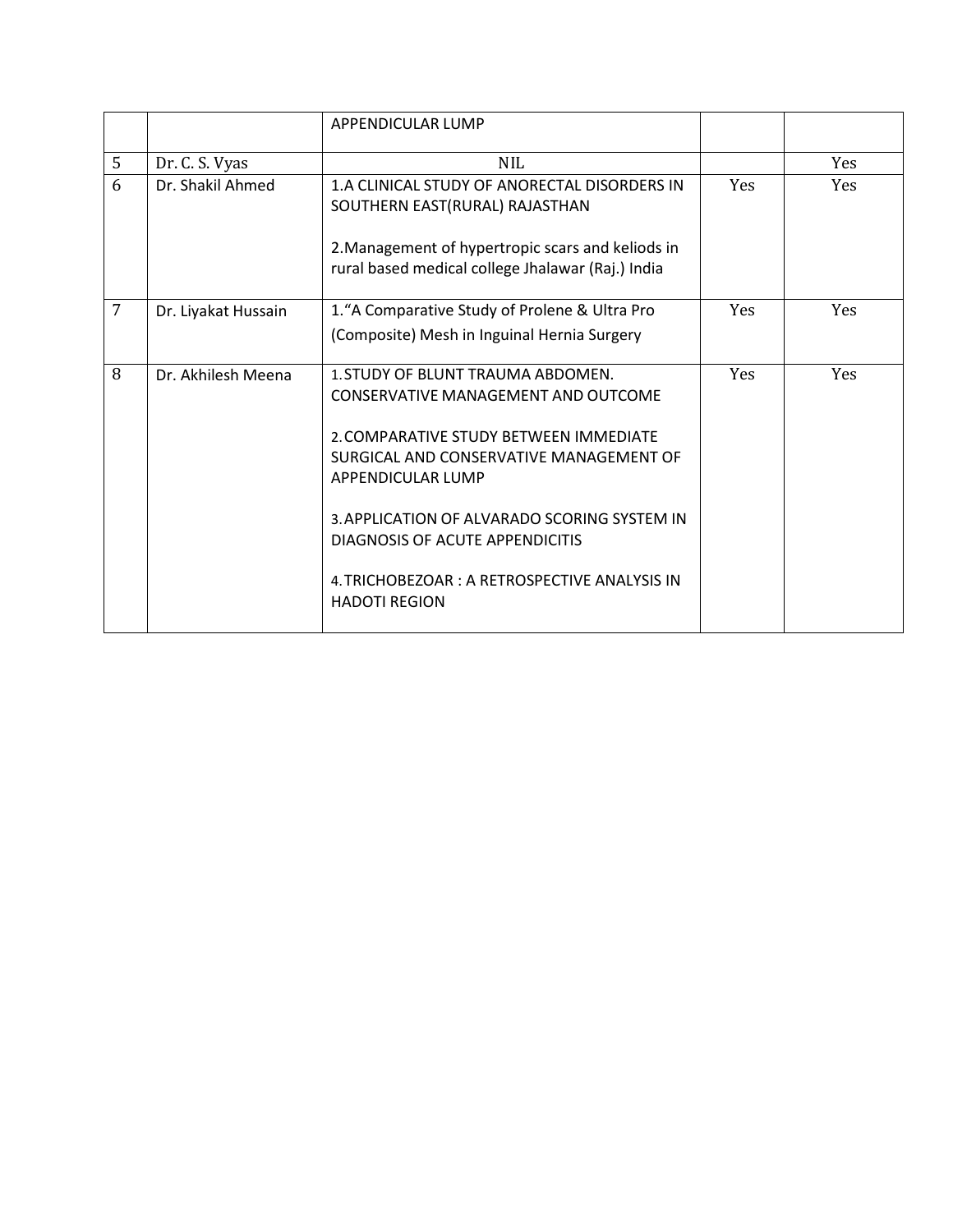| | | | | |
|---|---|---|---|---|
| | | APPENDICULAR LUMP | | |
| 5 | Dr. C. S. Vyas | NIL | | Yes |
| 6 | Dr. Shakil Ahmed | 1.A CLINICAL STUDY OF ANORECTAL DISORDERS IN SOUTHERN EAST(RURAL) RAJASTHAN<br><br>2.Management of hypertropic scars and keliods in rural based medical college Jhalawar (Raj.) India | Yes | Yes |
| 7 | Dr. Liyakat Hussain | 1."A Comparative Study of Prolene & Ultra Pro (Composite) Mesh in Inguinal Hernia Surgery | Yes | Yes |
| 8 | Dr. Akhilesh Meena | 1.STUDY OF BLUNT TRAUMA ABDOMEN. CONSERVATIVE MANAGEMENT AND OUTCOME<br><br>2.COMPARATIVE STUDY BETWEEN IMMEDIATE SURGICAL AND CONSERVATIVE MANAGEMENT OF APPENDICULAR LUMP<br><br>3.APPLICATION OF ALVARADO SCORING SYSTEM IN DIAGNOSIS OF ACUTE APPENDICITIS<br><br>4.TRICHOBEZOAR : A RETROSPECTIVE ANALYSIS IN HADOTI REGION | Yes | Yes |